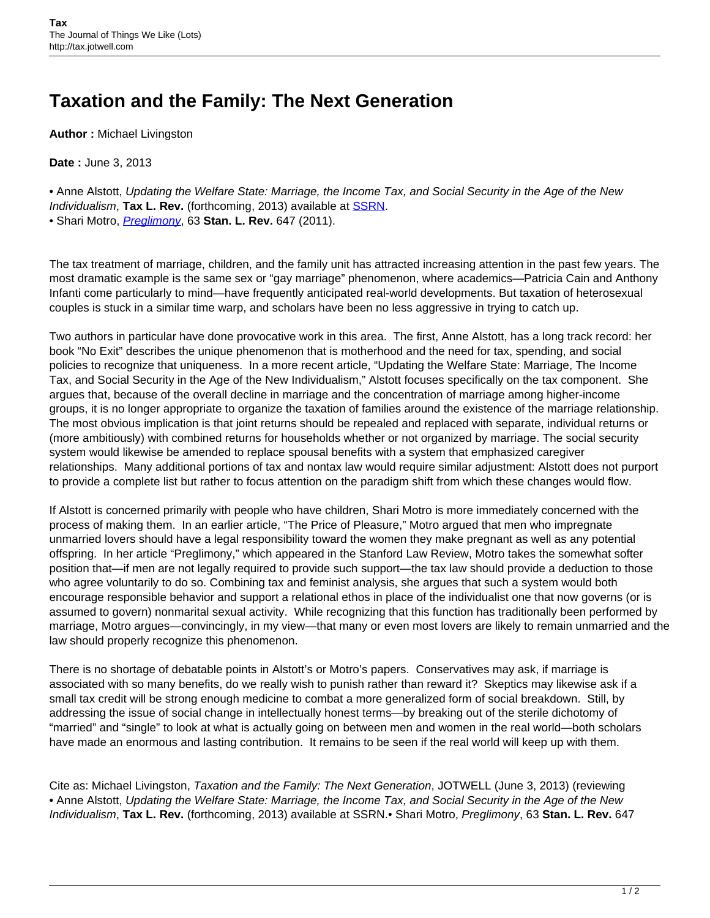# Taxation and the Family: The Next Generation

**Author :** Michael Livingston

**Date :** June 3, 2013

• Anne Alstott, *Updating the Welfare State: Marriage, the Income Tax, and Social Security in the Age of the New Individualism*, **Tax L. Rev.** (forthcoming, 2013) available at SSRN.
• Shari Motro, *Preglimony*, 63 **Stan. L. Rev.** 647 (2011).

The tax treatment of marriage, children, and the family unit has attracted increasing attention in the past few years. The most dramatic example is the same sex or "gay marriage" phenomenon, where academics—Patricia Cain and Anthony Infanti come particularly to mind—have frequently anticipated real-world developments. But taxation of heterosexual couples is stuck in a similar time warp, and scholars have been no less aggressive in trying to catch up.

Two authors in particular have done provocative work in this area. The first, Anne Alstott, has a long track record: her book "No Exit" describes the unique phenomenon that is motherhood and the need for tax, spending, and social policies to recognize that uniqueness. In a more recent article, "Updating the Welfare State: Marriage, The Income Tax, and Social Security in the Age of the New Individualism," Alstott focuses specifically on the tax component. She argues that, because of the overall decline in marriage and the concentration of marriage among higher-income groups, it is no longer appropriate to organize the taxation of families around the existence of the marriage relationship. The most obvious implication is that joint returns should be repealed and replaced with separate, individual returns or (more ambitiously) with combined returns for households whether or not organized by marriage. The social security system would likewise be amended to replace spousal benefits with a system that emphasized caregiver relationships. Many additional portions of tax and nontax law would require similar adjustment: Alstott does not purport to provide a complete list but rather to focus attention on the paradigm shift from which these changes would flow.

If Alstott is concerned primarily with people who have children, Shari Motro is more immediately concerned with the process of making them. In an earlier article, "The Price of Pleasure," Motro argued that men who impregnate unmarried lovers should have a legal responsibility toward the women they make pregnant as well as any potential offspring. In her article "Preglimony," which appeared in the Stanford Law Review, Motro takes the somewhat softer position that—if men are not legally required to provide such support—the tax law should provide a deduction to those who agree voluntarily to do so. Combining tax and feminist analysis, she argues that such a system would both encourage responsible behavior and support a relational ethos in place of the individualist one that now governs (or is assumed to govern) nonmarital sexual activity. While recognizing that this function has traditionally been performed by marriage, Motro argues—convincingly, in my view—that many or even most lovers are likely to remain unmarried and the law should properly recognize this phenomenon.

There is no shortage of debatable points in Alstott's or Motro's papers. Conservatives may ask, if marriage is associated with so many benefits, do we really wish to punish rather than reward it? Skeptics may likewise ask if a small tax credit will be strong enough medicine to combat a more generalized form of social breakdown. Still, by addressing the issue of social change in intellectually honest terms—by breaking out of the sterile dichotomy of "married" and "single" to look at what is actually going on between men and women in the real world—both scholars have made an enormous and lasting contribution. It remains to be seen if the real world will keep up with them.

Cite as: Michael Livingston, *Taxation and the Family: The Next Generation*, JOTWELL (June 3, 2013) (reviewing • Anne Alstott, *Updating the Welfare State: Marriage, the Income Tax, and Social Security in the Age of the New Individualism*, **Tax L. Rev.** (forthcoming, 2013) available at SSRN.• Shari Motro, *Preglimony*, 63 **Stan. L. Rev.** 647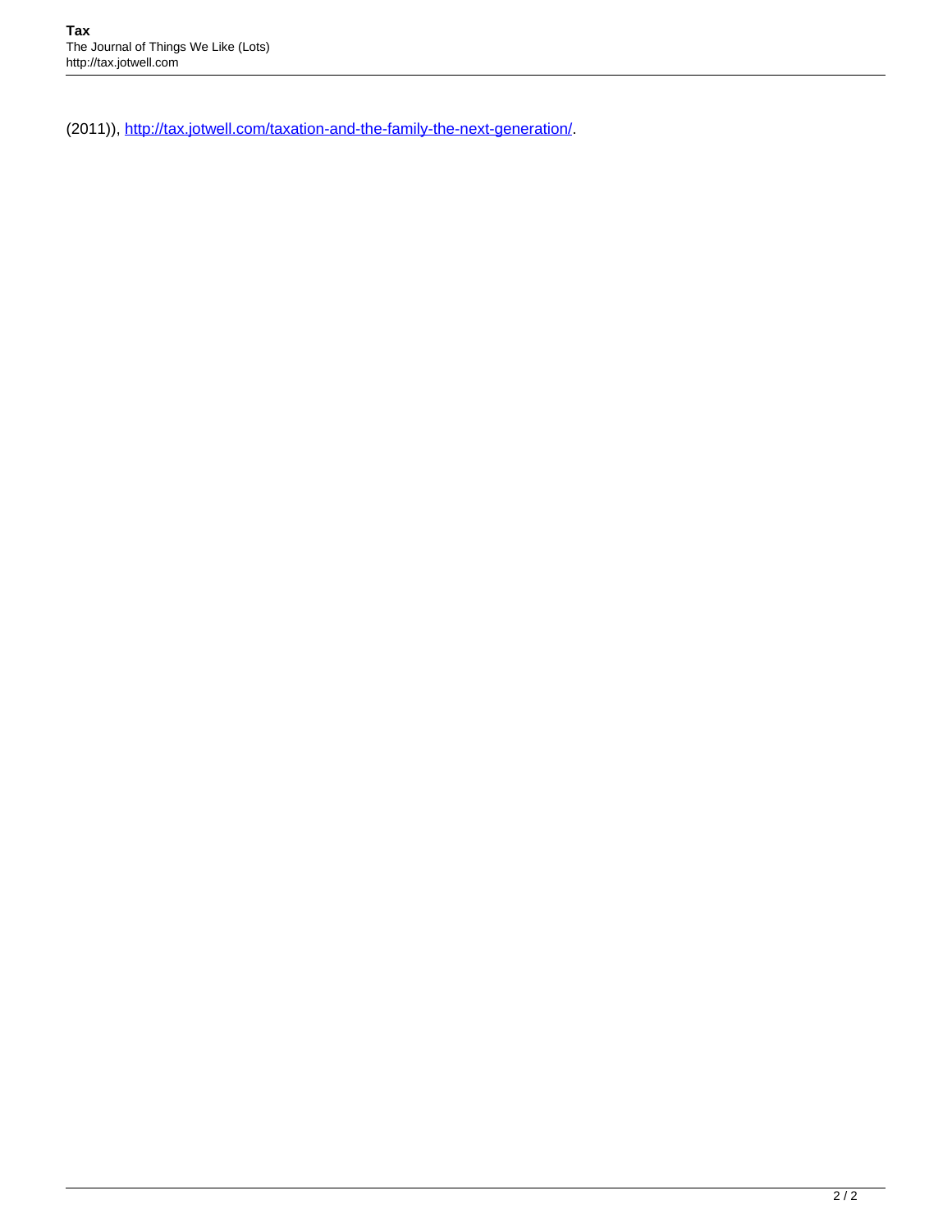(2011)), http://tax.jotwell.com/taxation-and-the-family-the-next-generation/.